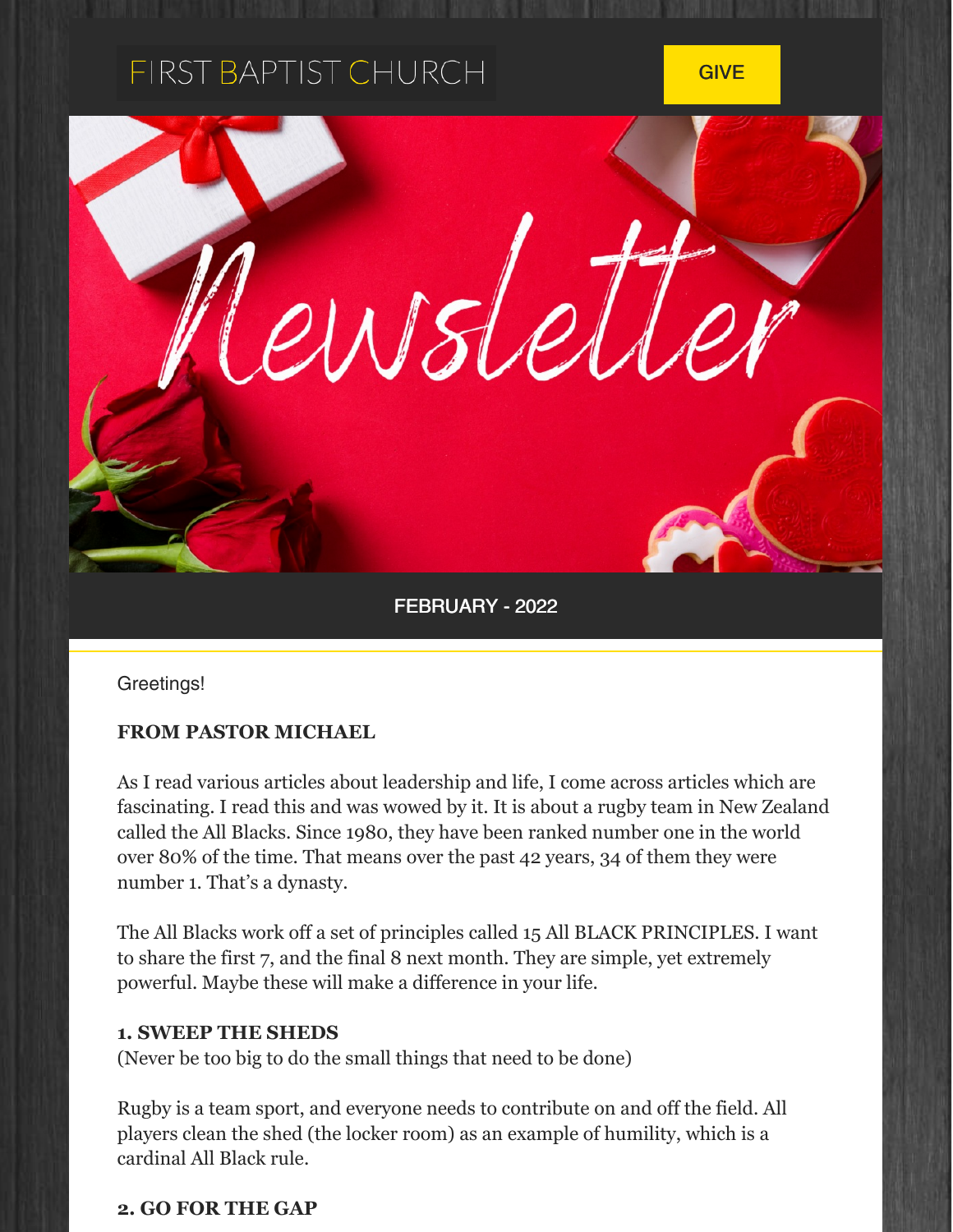FIRST BAPTIST CHURCH

GIVE

Newsletter

FEBRUARY - 2022

Greetings!

**FROM PASTOR MICHAEL**

As I read various articles about leadership and life, I come across articles which are fascinating. I read this and was wowed by it. It is about a rugby team in New Zealand called the All Blacks. Since 1980, they have been ranked number one in the world over 80% of the time. That means over the past 42 years, 34 of them they were number 1. That's a dynasty.

The All Blacks work off a set of principles called 15 All BLACK PRINCIPLES. I want to share the first 7, and the final 8 next month. They are simple, yet extremely powerful. Maybe these will make a difference in your life.

**1. SWEEP THE SHEDS**
(Never be too big to do the small things that need to be done)

Rugby is a team sport, and everyone needs to contribute on and off the field. All players clean the shed (the locker room) as an example of humility, which is a cardinal All Black rule.

**2. GO FOR THE GAP**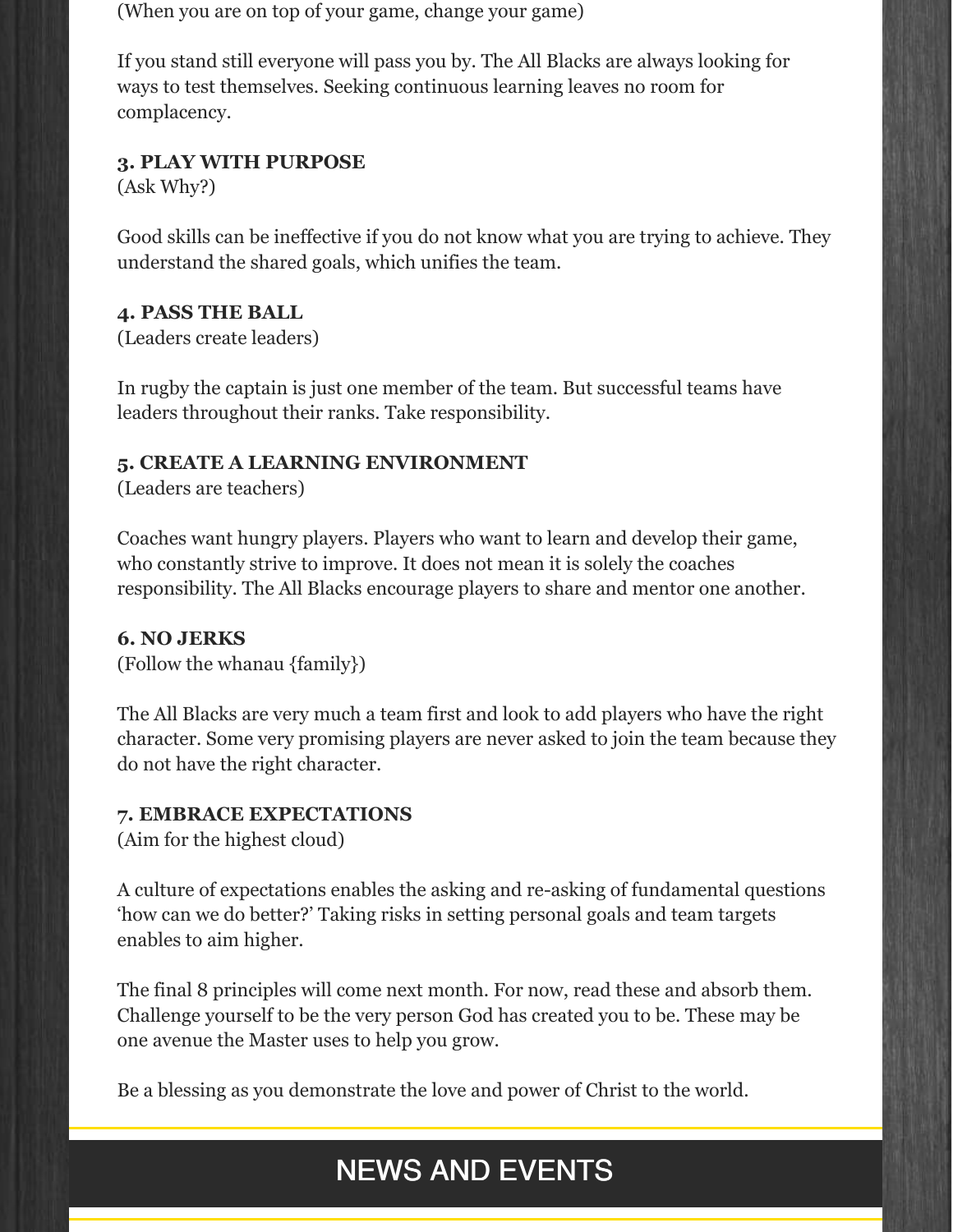(When you are on top of your game, change your game)

If you stand still everyone will pass you by. The All Blacks are always looking for ways to test themselves. Seeking continuous learning leaves no room for complacency.

**3. PLAY WITH PURPOSE**
(Ask Why?)

Good skills can be ineffective if you do not know what you are trying to achieve. They understand the shared goals, which unifies the team.

**4. PASS THE BALL**
(Leaders create leaders)

In rugby the captain is just one member of the team. But successful teams have leaders throughout their ranks. Take responsibility.

**5. CREATE A LEARNING ENVIRONMENT**
(Leaders are teachers)

Coaches want hungry players. Players who want to learn and develop their game, who constantly strive to improve. It does not mean it is solely the coaches responsibility. The All Blacks encourage players to share and mentor one another.

**6. NO JERKS**
(Follow the whanau {family})

The All Blacks are very much a team first and look to add players who have the right character. Some very promising players are never asked to join the team because they do not have the right character.

**7. EMBRACE EXPECTATIONS**
(Aim for the highest cloud)

A culture of expectations enables the asking and re-asking of fundamental questions 'how can we do better?' Taking risks in setting personal goals and team targets enables to aim higher.

The final 8 principles will come next month. For now, read these and absorb them. Challenge yourself to be the very person God has created you to be. These may be one avenue the Master uses to help you grow.

Be a blessing as you demonstrate the love and power of Christ to the world.

## NEWS AND EVENTS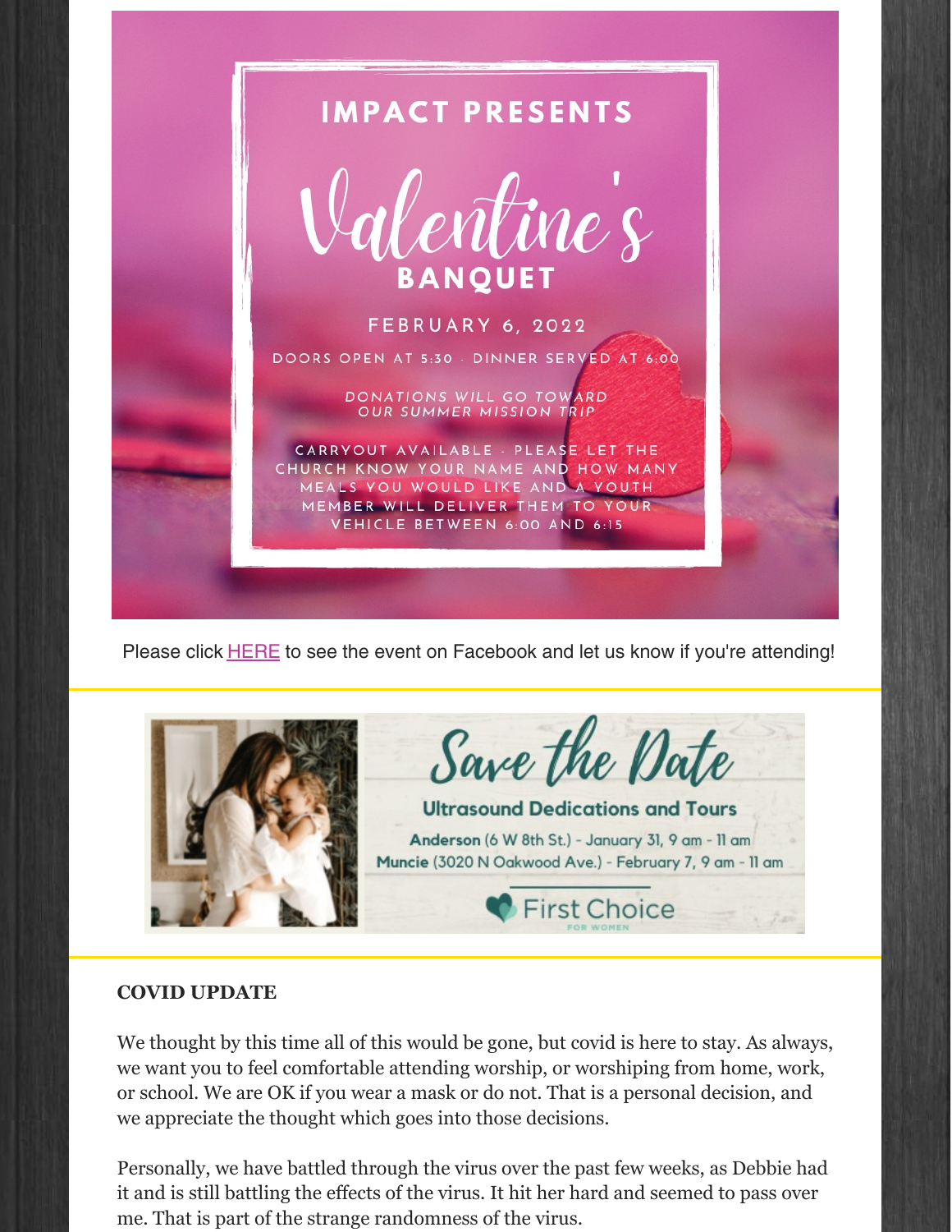IMPACT PRESENTS

# Valentine's BANQUET

FEBRUARY 6, 2022

DOORS OPEN AT 5:30 - DINNER SERVED AT 6:00

*DONATIONS WILL GO TOWARD OUR SUMMER MISSION TRIP*

CARRYOUT AVAILABLE - PLEASE LET THE CHURCH KNOW YOUR NAME AND HOW MANY MEALS YOU WOULD LIKE AND A YOUTH MEMBER WILL DELIVER THEM TO YOUR VEHICLE BETWEEN 6:00 AND 6:15

Please click HERE to see the event on Facebook and let us know if you're attending!

---

## Save the Date

**Ultrasound Dedications and Tours**

**Anderson** (6 W 8th St.) - January 31, 9 am - 11 am
**Muncie** (3020 N Oakwood Ave.) - February 7, 9 am - 11 am

First Choice FOR WOMEN

---

**COVID UPDATE**

We thought by this time all of this would be gone, but covid is here to stay. As always, we want you to feel comfortable attending worship, or worshiping from home, work, or school. We are OK if you wear a mask or do not. That is a personal decision, and we appreciate the thought which goes into those decisions.

Personally, we have battled through the virus over the past few weeks, as Debbie had it and is still battling the effects of the virus. It hit her hard and seemed to pass over me. That is part of the strange randomness of the virus.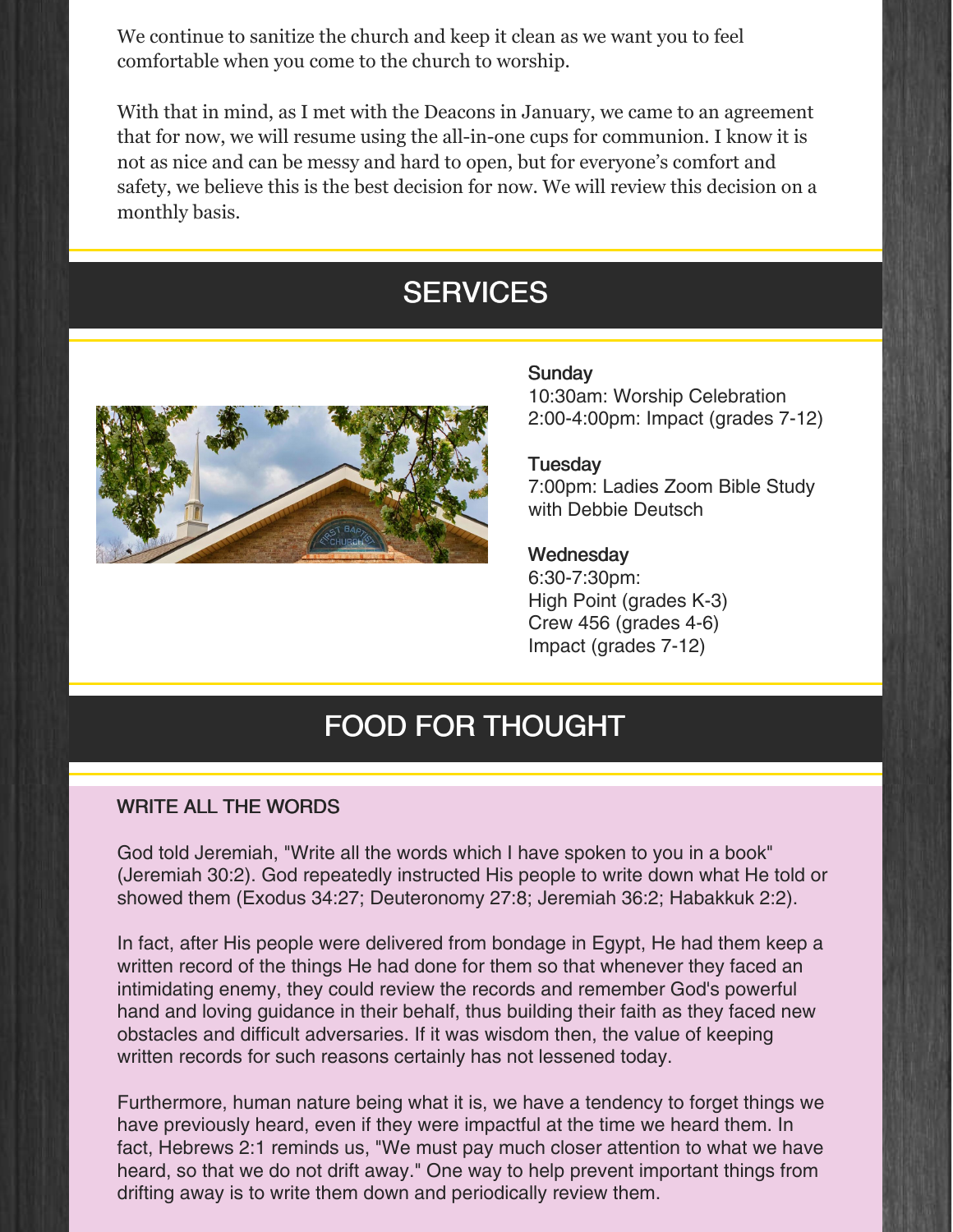We continue to sanitize the church and keep it clean as we want you to feel comfortable when you come to the church to worship.

With that in mind, as I met with the Deacons in January, we came to an agreement that for now, we will resume using the all-in-one cups for communion. I know it is not as nice and can be messy and hard to open, but for everyone's comfort and safety, we believe this is the best decision for now. We will review this decision on a monthly basis.

## SERVICES

**Sunday**
10:30am: Worship Celebration
2:00-4:00pm: Impact (grades 7-12)

**Tuesday**
7:00pm: Ladies Zoom Bible Study with Debbie Deutsch

**Wednesday**
6:30-7:30pm:
High Point (grades K-3)
Crew 456 (grades 4-6)
Impact (grades 7-12)

## FOOD FOR THOUGHT

### WRITE ALL THE WORDS

God told Jeremiah, "Write all the words which I have spoken to you in a book" (Jeremiah 30:2). God repeatedly instructed His people to write down what He told or showed them (Exodus 34:27; Deuteronomy 27:8; Jeremiah 36:2; Habakkuk 2:2).

In fact, after His people were delivered from bondage in Egypt, He had them keep a written record of the things He had done for them so that whenever they faced an intimidating enemy, they could review the records and remember God's powerful hand and loving guidance in their behalf, thus building their faith as they faced new obstacles and difficult adversaries. If it was wisdom then, the value of keeping written records for such reasons certainly has not lessened today.

Furthermore, human nature being what it is, we have a tendency to forget things we have previously heard, even if they were impactful at the time we heard them. In fact, Hebrews 2:1 reminds us, "We must pay much closer attention to what we have heard, so that we do not drift away." One way to help prevent important things from drifting away is to write them down and periodically review them.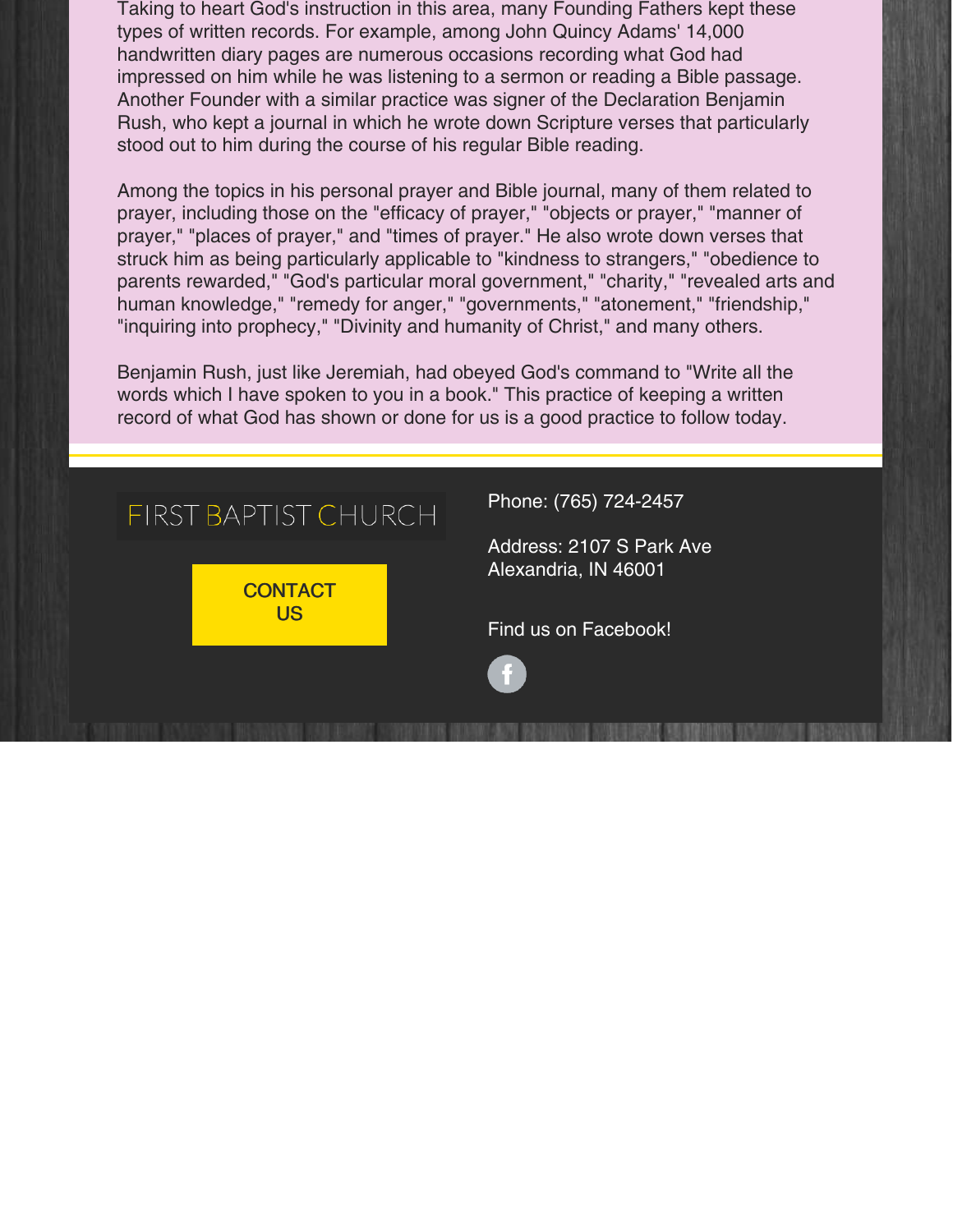Taking to heart God's instruction in this area, many Founding Fathers kept these types of written records. For example, among John Quincy Adams' 14,000 handwritten diary pages are numerous occasions recording what God had impressed on him while he was listening to a sermon or reading a Bible passage. Another Founder with a similar practice was signer of the Declaration Benjamin Rush, who kept a journal in which he wrote down Scripture verses that particularly stood out to him during the course of his regular Bible reading.

Among the topics in his personal prayer and Bible journal, many of them related to prayer, including those on the "efficacy of prayer," "objects or prayer," "manner of prayer," "places of prayer," and "times of prayer." He also wrote down verses that struck him as being particularly applicable to "kindness to strangers," "obedience to parents rewarded," "God's particular moral government," "charity," "revealed arts and human knowledge," "remedy for anger," "governments," "atonement," "friendship," "inquiring into prophecy," "Divinity and humanity of Christ," and many others.

Benjamin Rush, just like Jeremiah, had obeyed God's command to "Write all the words which I have spoken to you in a book." This practice of keeping a written record of what God has shown or done for us is a good practice to follow today.

FIRST BAPTIST CHURCH

CONTACT US

Phone: (765) 724-2457

Address: 2107 S Park Ave
Alexandria, IN 46001

Find us on Facebook!